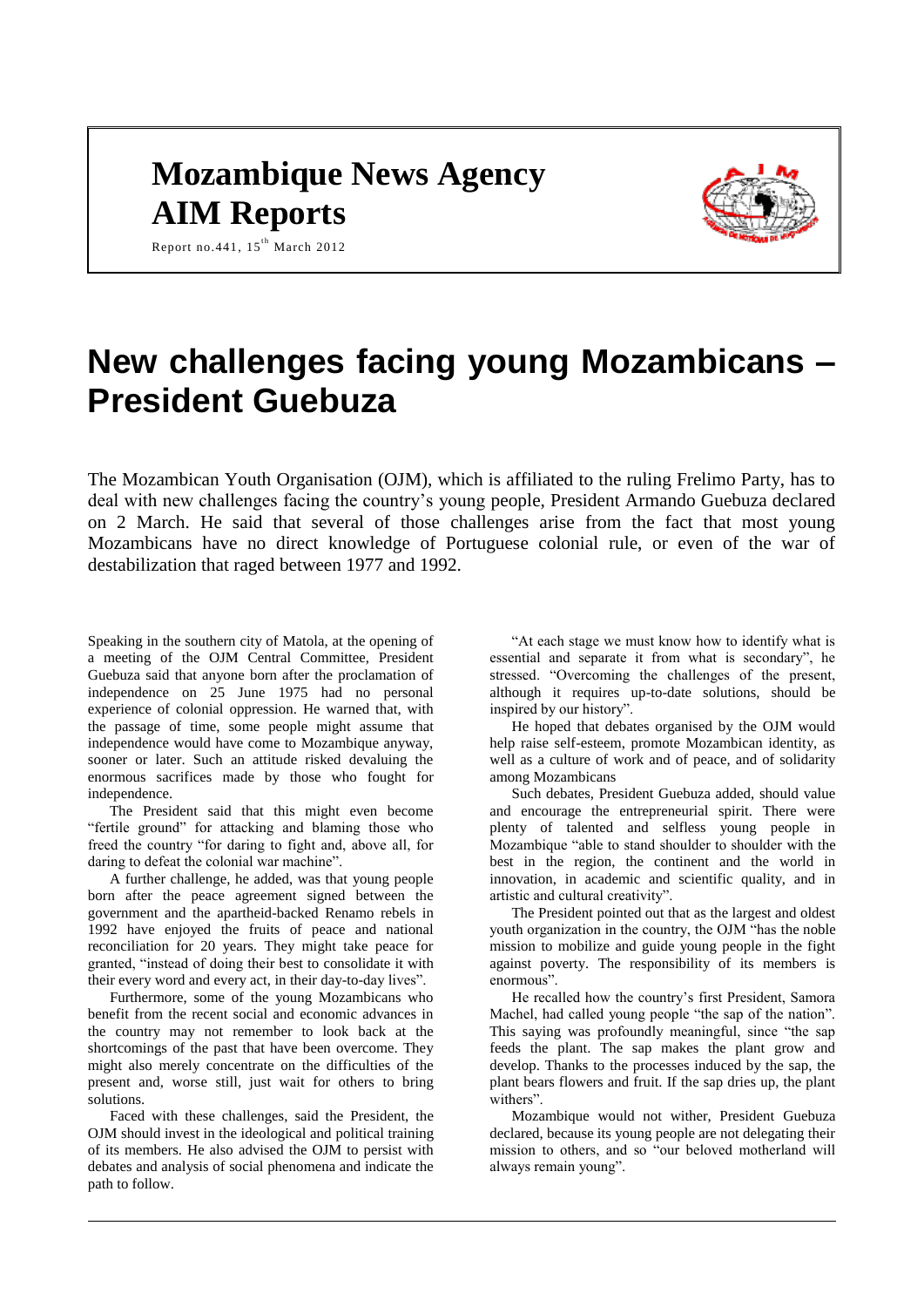# Mozambique News Agency
# AIM Reports

Report no.441, 15th March 2012

# New challenges facing young Mozambicans – President Guebuza

The Mozambican Youth Organisation (OJM), which is affiliated to the ruling Frelimo Party, has to deal with new challenges facing the country's young people, President Armando Guebuza declared on 2 March. He said that several of those challenges arise from the fact that most young Mozambicans have no direct knowledge of Portuguese colonial rule, or even of the war of destabilization that raged between 1977 and 1992.

Speaking in the southern city of Matola, at the opening of a meeting of the OJM Central Committee, President Guebuza said that anyone born after the proclamation of independence on 25 June 1975 had no personal experience of colonial oppression. He warned that, with the passage of time, some people might assume that independence would have come to Mozambique anyway, sooner or later. Such an attitude risked devaluing the enormous sacrifices made by those who fought for independence.

The President said that this might even become "fertile ground" for attacking and blaming those who freed the country "for daring to fight and, above all, for daring to defeat the colonial war machine".

A further challenge, he added, was that young people born after the peace agreement signed between the government and the apartheid-backed Renamo rebels in 1992 have enjoyed the fruits of peace and national reconciliation for 20 years. They might take peace for granted, "instead of doing their best to consolidate it with their every word and every act, in their day-to-day lives".

Furthermore, some of the young Mozambicans who benefit from the recent social and economic advances in the country may not remember to look back at the shortcomings of the past that have been overcome. They might also merely concentrate on the difficulties of the present and, worse still, just wait for others to bring solutions.

Faced with these challenges, said the President, the OJM should invest in the ideological and political training of its members. He also advised the OJM to persist with debates and analysis of social phenomena and indicate the path to follow.

"At each stage we must know how to identify what is essential and separate it from what is secondary", he stressed. "Overcoming the challenges of the present, although it requires up-to-date solutions, should be inspired by our history".

He hoped that debates organised by the OJM would help raise self-esteem, promote Mozambican identity, as well as a culture of work and of peace, and of solidarity among Mozambicans

Such debates, President Guebuza added, should value and encourage the entrepreneurial spirit. There were plenty of talented and selfless young people in Mozambique "able to stand shoulder to shoulder with the best in the region, the continent and the world in innovation, in academic and scientific quality, and in artistic and cultural creativity".

The President pointed out that as the largest and oldest youth organization in the country, the OJM "has the noble mission to mobilize and guide young people in the fight against poverty. The responsibility of its members is enormous".

He recalled how the country's first President, Samora Machel, had called young people "the sap of the nation". This saying was profoundly meaningful, since "the sap feeds the plant. The sap makes the plant grow and develop. Thanks to the processes induced by the sap, the plant bears flowers and fruit. If the sap dries up, the plant withers".

Mozambique would not wither, President Guebuza declared, because its young people are not delegating their mission to others, and so "our beloved motherland will always remain young".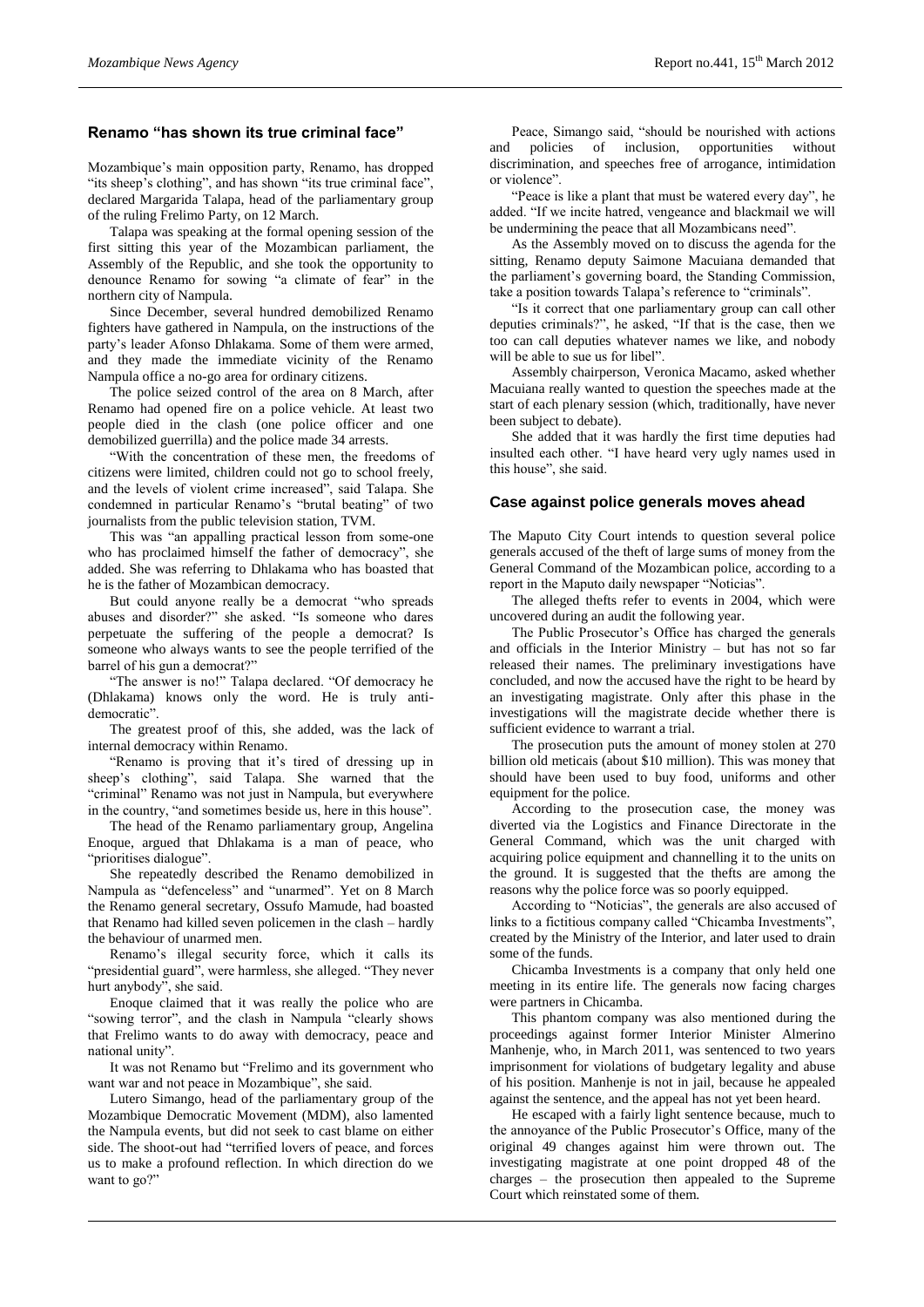## Renamo "has shown its true criminal face"

Mozambique's main opposition party, Renamo, has dropped "its sheep's clothing", and has shown "its true criminal face", declared Margarida Talapa, head of the parliamentary group of the ruling Frelimo Party, on 12 March.

Talapa was speaking at the formal opening session of the first sitting this year of the Mozambican parliament, the Assembly of the Republic, and she took the opportunity to denounce Renamo for sowing "a climate of fear" in the northern city of Nampula.

Since December, several hundred demobilized Renamo fighters have gathered in Nampula, on the instructions of the party's leader Afonso Dhlakama. Some of them were armed, and they made the immediate vicinity of the Renamo Nampula office a no-go area for ordinary citizens.

The police seized control of the area on 8 March, after Renamo had opened fire on a police vehicle. At least two people died in the clash (one police officer and one demobilized guerrilla) and the police made 34 arrests.

"With the concentration of these men, the freedoms of citizens were limited, children could not go to school freely, and the levels of violent crime increased", said Talapa. She condemned in particular Renamo's "brutal beating" of two journalists from the public television station, TVM.

This was "an appalling practical lesson from some-one who has proclaimed himself the father of democracy", she added. She was referring to Dhlakama who has boasted that he is the father of Mozambican democracy.

But could anyone really be a democrat "who spreads abuses and disorder?" she asked. "Is someone who dares perpetuate the suffering of the people a democrat? Is someone who always wants to see the people terrified of the barrel of his gun a democrat?"

"The answer is no!" Talapa declared. "Of democracy he (Dhlakama) knows only the word. He is truly anti-democratic".

The greatest proof of this, she added, was the lack of internal democracy within Renamo.

"Renamo is proving that it's tired of dressing up in sheep's clothing", said Talapa. She warned that the "criminal" Renamo was not just in Nampula, but everywhere in the country, "and sometimes beside us, here in this house".

The head of the Renamo parliamentary group, Angelina Enoque, argued that Dhlakama is a man of peace, who "prioritises dialogue".

She repeatedly described the Renamo demobilized in Nampula as "defenceless" and "unarmed". Yet on 8 March the Renamo general secretary, Ossufo Mamude, had boasted that Renamo had killed seven policemen in the clash – hardly the behaviour of unarmed men.

Renamo's illegal security force, which it calls its "presidential guard", were harmless, she alleged. "They never hurt anybody", she said.

Enoque claimed that it was really the police who are "sowing terror", and the clash in Nampula "clearly shows that Frelimo wants to do away with democracy, peace and national unity".

It was not Renamo but "Frelimo and its government who want war and not peace in Mozambique", she said.

Lutero Simango, head of the parliamentary group of the Mozambique Democratic Movement (MDM), also lamented the Nampula events, but did not seek to cast blame on either side. The shoot-out had "terrified lovers of peace, and forces us to make a profound reflection. In which direction do we want to go?"

Peace, Simango said, "should be nourished with actions and policies of inclusion, opportunities without discrimination, and speeches free of arrogance, intimidation or violence".

"Peace is like a plant that must be watered every day", he added. "If we incite hatred, vengeance and blackmail we will be undermining the peace that all Mozambicans need".

As the Assembly moved on to discuss the agenda for the sitting, Renamo deputy Saimone Macuiana demanded that the parliament's governing board, the Standing Commission, take a position towards Talapa's reference to "criminals".

"Is it correct that one parliamentary group can call other deputies criminals?", he asked, "If that is the case, then we too can call deputies whatever names we like, and nobody will be able to sue us for libel".

Assembly chairperson, Veronica Macamo, asked whether Macuiana really wanted to question the speeches made at the start of each plenary session (which, traditionally, have never been subject to debate).

She added that it was hardly the first time deputies had insulted each other. "I have heard very ugly names used in this house", she said.

## Case against police generals moves ahead

The Maputo City Court intends to question several police generals accused of the theft of large sums of money from the General Command of the Mozambican police, according to a report in the Maputo daily newspaper "Noticias".

The alleged thefts refer to events in 2004, which were uncovered during an audit the following year.

The Public Prosecutor's Office has charged the generals and officials in the Interior Ministry – but has not so far released their names. The preliminary investigations have concluded, and now the accused have the right to be heard by an investigating magistrate. Only after this phase in the investigations will the magistrate decide whether there is sufficient evidence to warrant a trial.

The prosecution puts the amount of money stolen at 270 billion old meticais (about $10 million). This was money that should have been used to buy food, uniforms and other equipment for the police.

According to the prosecution case, the money was diverted via the Logistics and Finance Directorate in the General Command, which was the unit charged with acquiring police equipment and channelling it to the units on the ground. It is suggested that the thefts are among the reasons why the police force was so poorly equipped.

According to "Noticias", the generals are also accused of links to a fictitious company called "Chicamba Investments", created by the Ministry of the Interior, and later used to drain some of the funds.

Chicamba Investments is a company that only held one meeting in its entire life. The generals now facing charges were partners in Chicamba.

This phantom company was also mentioned during the proceedings against former Interior Minister Almerino Manhenje, who, in March 2011, was sentenced to two years imprisonment for violations of budgetary legality and abuse of his position. Manhenje is not in jail, because he appealed against the sentence, and the appeal has not yet been heard.

He escaped with a fairly light sentence because, much to the annoyance of the Public Prosecutor's Office, many of the original 49 changes against him were thrown out. The investigating magistrate at one point dropped 48 of the charges – the prosecution then appealed to the Supreme Court which reinstated some of them.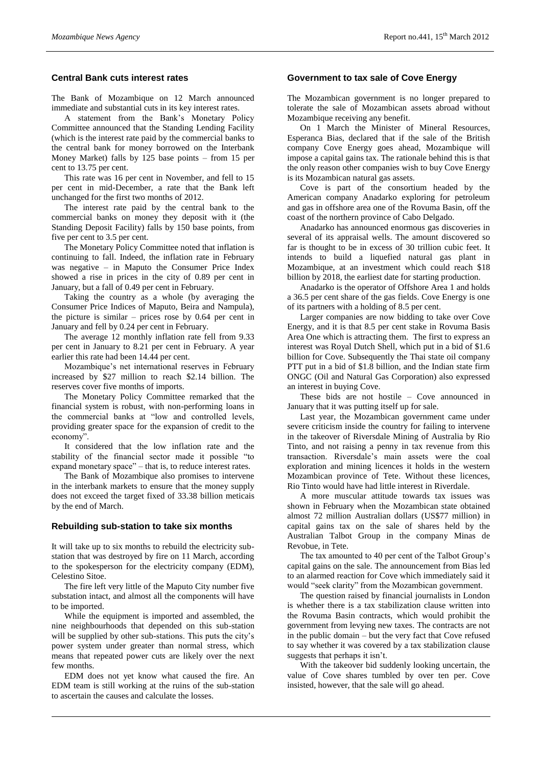## Central Bank cuts interest rates

The Bank of Mozambique on 12 March announced immediate and substantial cuts in its key interest rates.

A statement from the Bank's Monetary Policy Committee announced that the Standing Lending Facility (which is the interest rate paid by the commercial banks to the central bank for money borrowed on the Interbank Money Market) falls by 125 base points – from 15 per cent to 13.75 per cent.

This rate was 16 per cent in November, and fell to 15 per cent in mid-December, a rate that the Bank left unchanged for the first two months of 2012.

The interest rate paid by the central bank to the commercial banks on money they deposit with it (the Standing Deposit Facility) falls by 150 base points, from five per cent to 3.5 per cent.

The Monetary Policy Committee noted that inflation is continuing to fall. Indeed, the inflation rate in February was negative – in Maputo the Consumer Price Index showed a rise in prices in the city of 0.89 per cent in January, but a fall of 0.49 per cent in February.

Taking the country as a whole (by averaging the Consumer Price Indices of Maputo, Beira and Nampula), the picture is similar – prices rose by 0.64 per cent in January and fell by 0.24 per cent in February.

The average 12 monthly inflation rate fell from 9.33 per cent in January to 8.21 per cent in February. A year earlier this rate had been 14.44 per cent.

Mozambique's net international reserves in February increased by \$27 million to reach \$2.14 billion. The reserves cover five months of imports.

The Monetary Policy Committee remarked that the financial system is robust, with non-performing loans in the commercial banks at "low and controlled levels, providing greater space for the expansion of credit to the economy".

It considered that the low inflation rate and the stability of the financial sector made it possible "to expand monetary space" – that is, to reduce interest rates.

The Bank of Mozambique also promises to intervene in the interbank markets to ensure that the money supply does not exceed the target fixed of 33.38 billion meticais by the end of March.

## Rebuilding sub-station to take six months

It will take up to six months to rebuild the electricity sub-station that was destroyed by fire on 11 March, according to the spokesperson for the electricity company (EDM), Celestino Sitoe.

The fire left very little of the Maputo City number five substation intact, and almost all the components will have to be imported.

While the equipment is imported and assembled, the nine neighbourhoods that depended on this sub-station will be supplied by other sub-stations. This puts the city's power system under greater than normal stress, which means that repeated power cuts are likely over the next few months.

EDM does not yet know what caused the fire. An EDM team is still working at the ruins of the sub-station to ascertain the causes and calculate the losses.

## Government to tax sale of Cove Energy

The Mozambican government is no longer prepared to tolerate the sale of Mozambican assets abroad without Mozambique receiving any benefit.

On 1 March the Minister of Mineral Resources, Esperanca Bias, declared that if the sale of the British company Cove Energy goes ahead, Mozambique will impose a capital gains tax. The rationale behind this is that the only reason other companies wish to buy Cove Energy is its Mozambican natural gas assets.

Cove is part of the consortium headed by the American company Anadarko exploring for petroleum and gas in offshore area one of the Rovuma Basin, off the coast of the northern province of Cabo Delgado.

Anadarko has announced enormous gas discoveries in several of its appraisal wells. The amount discovered so far is thought to be in excess of 30 trillion cubic feet. It intends to build a liquefied natural gas plant in Mozambique, at an investment which could reach \$18 billion by 2018, the earliest date for starting production.

Anadarko is the operator of Offshore Area 1 and holds a 36.5 per cent share of the gas fields. Cove Energy is one of its partners with a holding of 8.5 per cent.

Larger companies are now bidding to take over Cove Energy, and it is that 8.5 per cent stake in Rovuma Basis Area One which is attracting them. The first to express an interest was Royal Dutch Shell, which put in a bid of \$1.6 billion for Cove. Subsequently the Thai state oil company PTT put in a bid of \$1.8 billion, and the Indian state firm ONGC (Oil and Natural Gas Corporation) also expressed an interest in buying Cove.

These bids are not hostile – Cove announced in January that it was putting itself up for sale.

Last year, the Mozambican government came under severe criticism inside the country for failing to intervene in the takeover of Riversdale Mining of Australia by Rio Tinto, and not raising a penny in tax revenue from this transaction. Riversdale's main assets were the coal exploration and mining licences it holds in the western Mozambican province of Tete. Without these licences, Rio Tinto would have had little interest in Riverdale.

A more muscular attitude towards tax issues was shown in February when the Mozambican state obtained almost 72 million Australian dollars (US\$77 million) in capital gains tax on the sale of shares held by the Australian Talbot Group in the company Minas de Revobue, in Tete.

The tax amounted to 40 per cent of the Talbot Group's capital gains on the sale. The announcement from Bias led to an alarmed reaction for Cove which immediately said it would "seek clarity" from the Mozambican government.

The question raised by financial journalists in London is whether there is a tax stabilization clause written into the Rovuma Basin contracts, which would prohibit the government from levying new taxes. The contracts are not in the public domain – but the very fact that Cove refused to say whether it was covered by a tax stabilization clause suggests that perhaps it isn't.

With the takeover bid suddenly looking uncertain, the value of Cove shares tumbled by over ten per. Cove insisted, however, that the sale will go ahead.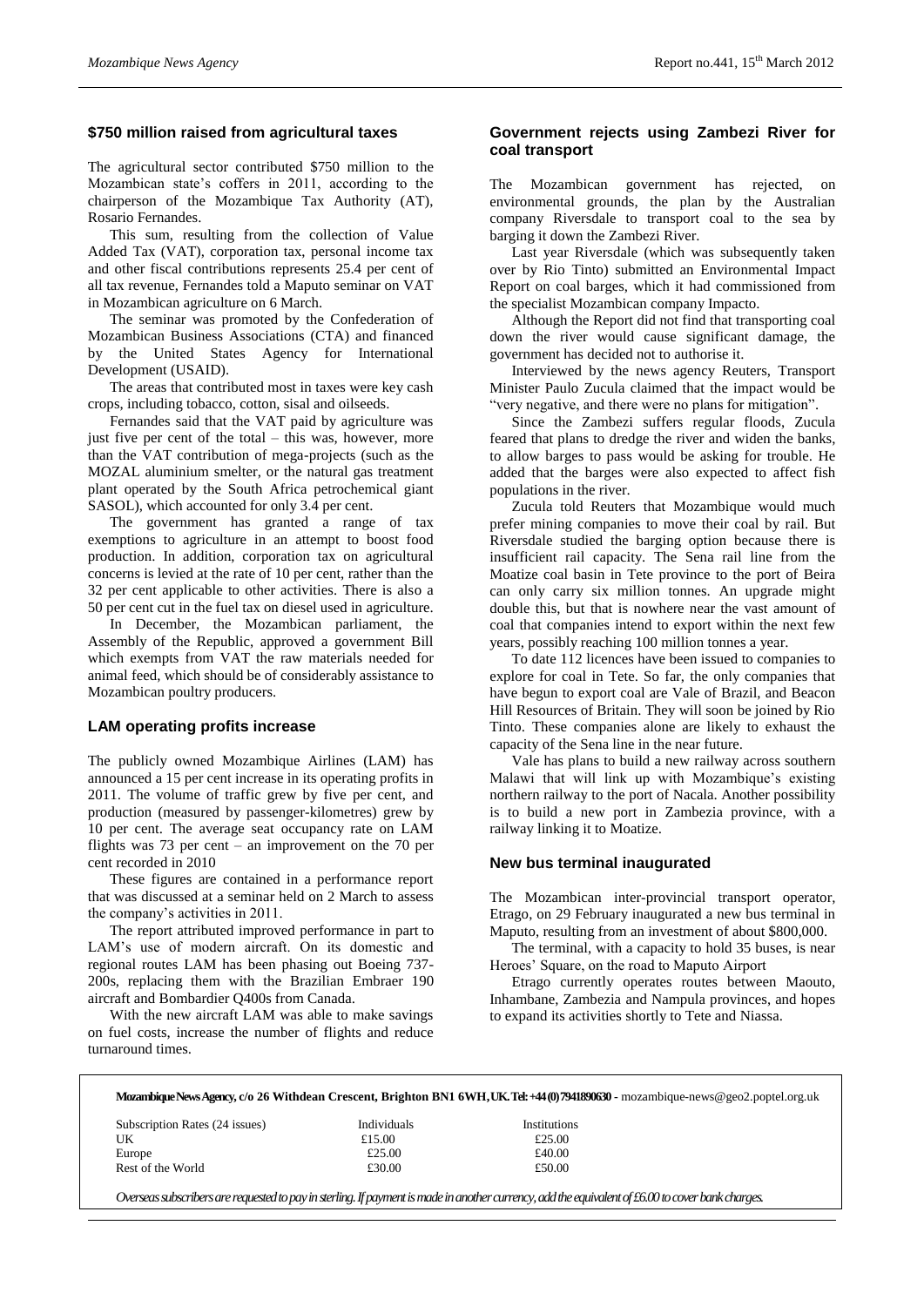## $750 million raised from agricultural taxes

The agricultural sector contributed $750 million to the Mozambican state's coffers in 2011, according to the chairperson of the Mozambique Tax Authority (AT), Rosario Fernandes.

This sum, resulting from the collection of Value Added Tax (VAT), corporation tax, personal income tax and other fiscal contributions represents 25.4 per cent of all tax revenue, Fernandes told a Maputo seminar on VAT in Mozambican agriculture on 6 March.

The seminar was promoted by the Confederation of Mozambican Business Associations (CTA) and financed by the United States Agency for International Development (USAID).

The areas that contributed most in taxes were key cash crops, including tobacco, cotton, sisal and oilseeds.

Fernandes said that the VAT paid by agriculture was just five per cent of the total – this was, however, more than the VAT contribution of mega-projects (such as the MOZAL aluminium smelter, or the natural gas treatment plant operated by the South Africa petrochemical giant SASOL), which accounted for only 3.4 per cent.

The government has granted a range of tax exemptions to agriculture in an attempt to boost food production. In addition, corporation tax on agricultural concerns is levied at the rate of 10 per cent, rather than the 32 per cent applicable to other activities. There is also a 50 per cent cut in the fuel tax on diesel used in agriculture.

In December, the Mozambican parliament, the Assembly of the Republic, approved a government Bill which exempts from VAT the raw materials needed for animal feed, which should be of considerably assistance to Mozambican poultry producers.

## LAM operating profits increase

The publicly owned Mozambique Airlines (LAM) has announced a 15 per cent increase in its operating profits in 2011. The volume of traffic grew by five per cent, and production (measured by passenger-kilometres) grew by 10 per cent. The average seat occupancy rate on LAM flights was 73 per cent – an improvement on the 70 per cent recorded in 2010

These figures are contained in a performance report that was discussed at a seminar held on 2 March to assess the company's activities in 2011.

The report attributed improved performance in part to LAM's use of modern aircraft. On its domestic and regional routes LAM has been phasing out Boeing 737-200s, replacing them with the Brazilian Embraer 190 aircraft and Bombardier Q400s from Canada.

With the new aircraft LAM was able to make savings on fuel costs, increase the number of flights and reduce turnaround times.

## Government rejects using Zambezi River for coal transport

The Mozambican government has rejected, on environmental grounds, the plan by the Australian company Riversdale to transport coal to the sea by barging it down the Zambezi River.

Last year Riversdale (which was subsequently taken over by Rio Tinto) submitted an Environmental Impact Report on coal barges, which it had commissioned from the specialist Mozambican company Impacto.

Although the Report did not find that transporting coal down the river would cause significant damage, the government has decided not to authorise it.

Interviewed by the news agency Reuters, Transport Minister Paulo Zucula claimed that the impact would be "very negative, and there were no plans for mitigation".

Since the Zambezi suffers regular floods, Zucula feared that plans to dredge the river and widen the banks, to allow barges to pass would be asking for trouble. He added that the barges were also expected to affect fish populations in the river.

Zucula told Reuters that Mozambique would much prefer mining companies to move their coal by rail. But Riversdale studied the barging option because there is insufficient rail capacity. The Sena rail line from the Moatize coal basin in Tete province to the port of Beira can only carry six million tonnes. An upgrade might double this, but that is nowhere near the vast amount of coal that companies intend to export within the next few years, possibly reaching 100 million tonnes a year.

To date 112 licences have been issued to companies to explore for coal in Tete. So far, the only companies that have begun to export coal are Vale of Brazil, and Beacon Hill Resources of Britain. They will soon be joined by Rio Tinto. These companies alone are likely to exhaust the capacity of the Sena line in the near future.

Vale has plans to build a new railway across southern Malawi that will link up with Mozambique's existing northern railway to the port of Nacala. Another possibility is to build a new port in Zambezia province, with a railway linking it to Moatize.

## New bus terminal inaugurated

The Mozambican inter-provincial transport operator, Etrago, on 29 February inaugurated a new bus terminal in Maputo, resulting from an investment of about $800,000.

The terminal, with a capacity to hold 35 buses, is near Heroes' Square, on the road to Maputo Airport

Etrago currently operates routes between Maouto, Inhambane, Zambezia and Nampula provinces, and hopes to expand its activities shortly to Tete and Niassa.

---

**Mozambique News Agency, c/o 26 Withdean Crescent, Brighton BN1 6WH, UK. Tel: +44 (0) 7941890630** - mozambique-news@geo2.poptel.org.uk

| Subscription Rates (24 issues) | Individuals | Institutions |
|---|---|---|
| UK | £15.00 | £25.00 |
| Europe | £25.00 | £40.00 |
| Rest of the World | £30.00 | £50.00 |

*Overseas subscribers are requested to pay in sterling. If payment is made in another currency, add the equivalent of £6.00 to cover bank charges.*